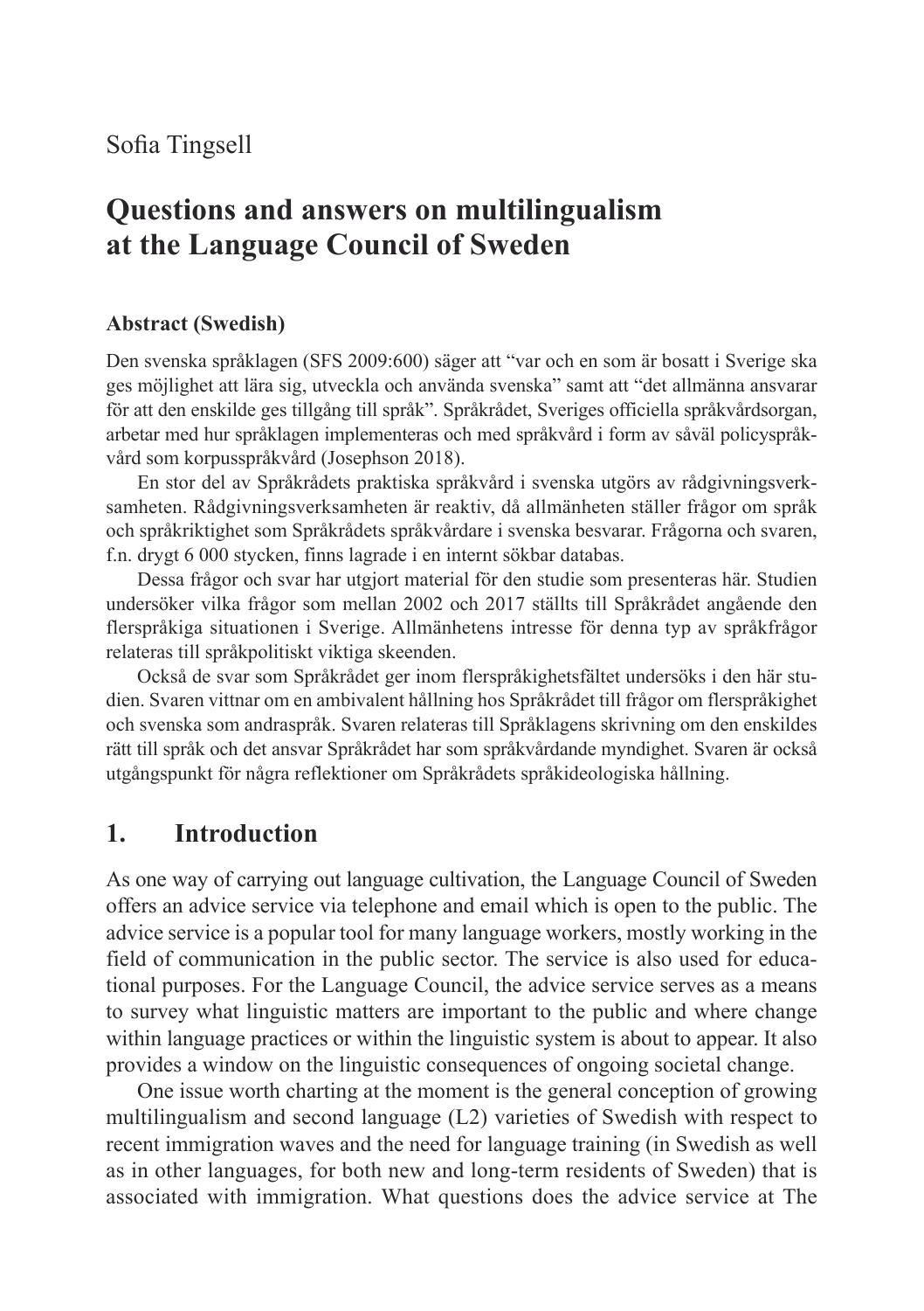Sofia Tingsell

# Questions and answers on multilingualism at the Language Council of Sweden

### Abstract (Swedish)

Den svenska språklagen (SFS 2009:600) säger att "var och en som är bosatt i Sverige ska ges möjlighet att lära sig, utveckla och använda svenska" samt att "det allmänna ansvarar för att den enskilde ges tillgång till språk". Språkrådet, Sveriges officiella språkvårdsorgan, arbetar med hur språklagen implementeras och med språkvård i form av såväl policyspråkvård som korpusspråkvård (Josephson 2018).

En stor del av Språkrådets praktiska språkvård i svenska utgörs av rådgivningsverksamheten. Rådgivningsverksamheten är reaktiv, då allmänheten ställer frågor om språk och språkriktighet som Språkrådets språkvårdare i svenska besvarar. Frågorna och svaren, f.n. drygt 6 000 stycken, finns lagrade i en internt sökbar databas.

Dessa frågor och svar har utgjort material för den studie som presenteras här. Studien undersöker vilka frågor som mellan 2002 och 2017 ställts till Språkrådet angående den flerspråkiga situationen i Sverige. Allmänhetens intresse för denna typ av språkfrågor relateras till språkpolitiskt viktiga skeenden.

Också de svar som Språkrådet ger inom flerspråkighetsfältet undersöks i den här studien. Svaren vittnar om en ambivalent hållning hos Språkrådet till frågor om flerspråkighet och svenska som andraspråk. Svaren relateras till Språklagens skrivning om den enskildes rätt till språk och det ansvar Språkrådet har som språkvårdande myndighet. Svaren är också utgångspunkt för några reflektioner om Språkrådets språkideologiska hållning.

## 1. Introduction

As one way of carrying out language cultivation, the Language Council of Sweden offers an advice service via telephone and email which is open to the public. The advice service is a popular tool for many language workers, mostly working in the field of communication in the public sector. The service is also used for educational purposes. For the Language Council, the advice service serves as a means to survey what linguistic matters are important to the public and where change within language practices or within the linguistic system is about to appear. It also provides a window on the linguistic consequences of ongoing societal change.

One issue worth charting at the moment is the general conception of growing multilingualism and second language (L2) varieties of Swedish with respect to recent immigration waves and the need for language training (in Swedish as well as in other languages, for both new and long-term residents of Sweden) that is associated with immigration. What questions does the advice service at The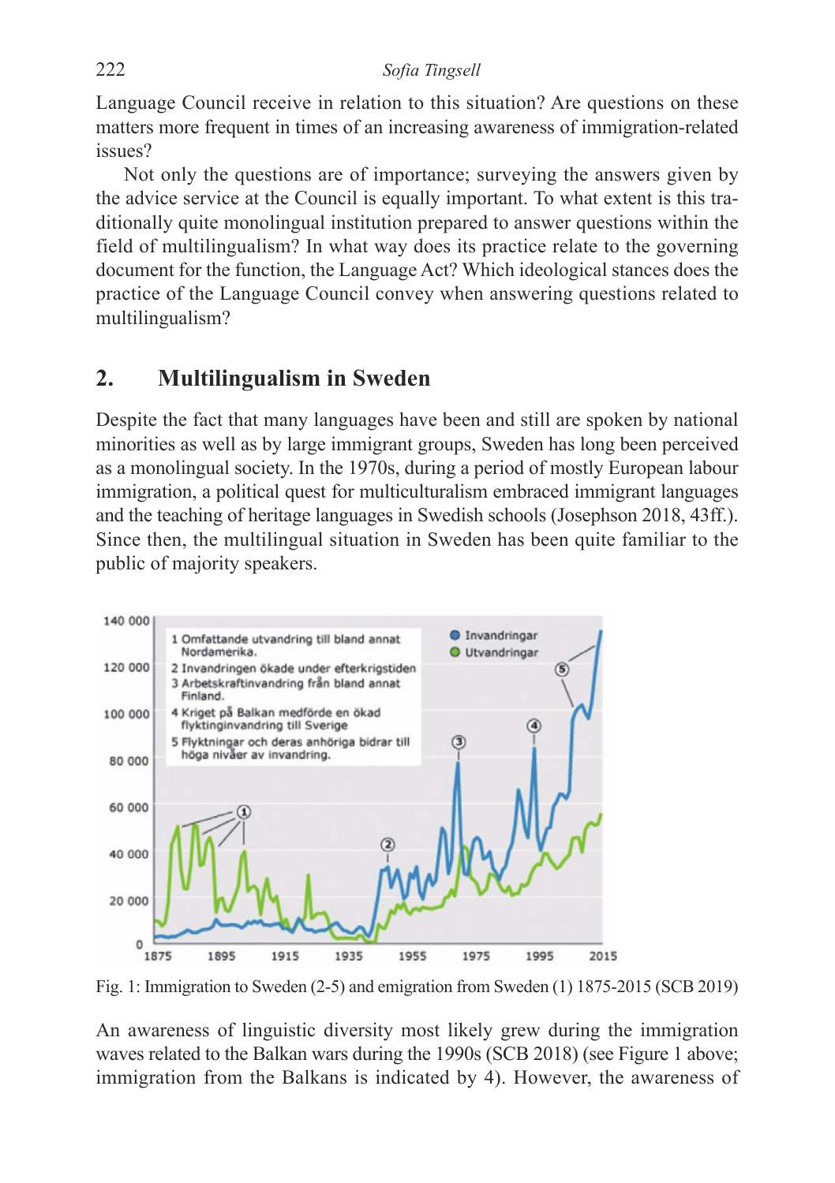Language Council receive in relation to this situation? Are questions on these matters more frequent in times of an increasing awareness of immigration-related issues?

Not only the questions are of importance; surveying the answers given by the advice service at the Council is equally important. To what extent is this traditionally quite monolingual institution prepared to answer questions within the field of multilingualism? In what way does its practice relate to the governing document for the function, the Language Act? Which ideological stances does the practice of the Language Council convey when answering questions related to multilingualism?

## 2. Multilingualism in Sweden

Despite the fact that many languages have been and still are spoken by national minorities as well as by large immigrant groups, Sweden has long been perceived as a monolingual society. In the 1970s, during a period of mostly European labour immigration, a political quest for multiculturalism embraced immigrant languages and the teaching of heritage languages in Swedish schools (Josephson 2018, 43ff.). Since then, the multilingual situation in Sweden has been quite familiar to the public of majority speakers.

Fig. 1: Immigration to Sweden (2-5) and emigration from Sweden (1) 1875-2015 (SCB 2019)

An awareness of linguistic diversity most likely grew during the immigration waves related to the Balkan wars during the 1990s (SCB 2018) (see Figure 1 above; immigration from the Balkans is indicated by 4). However, the awareness of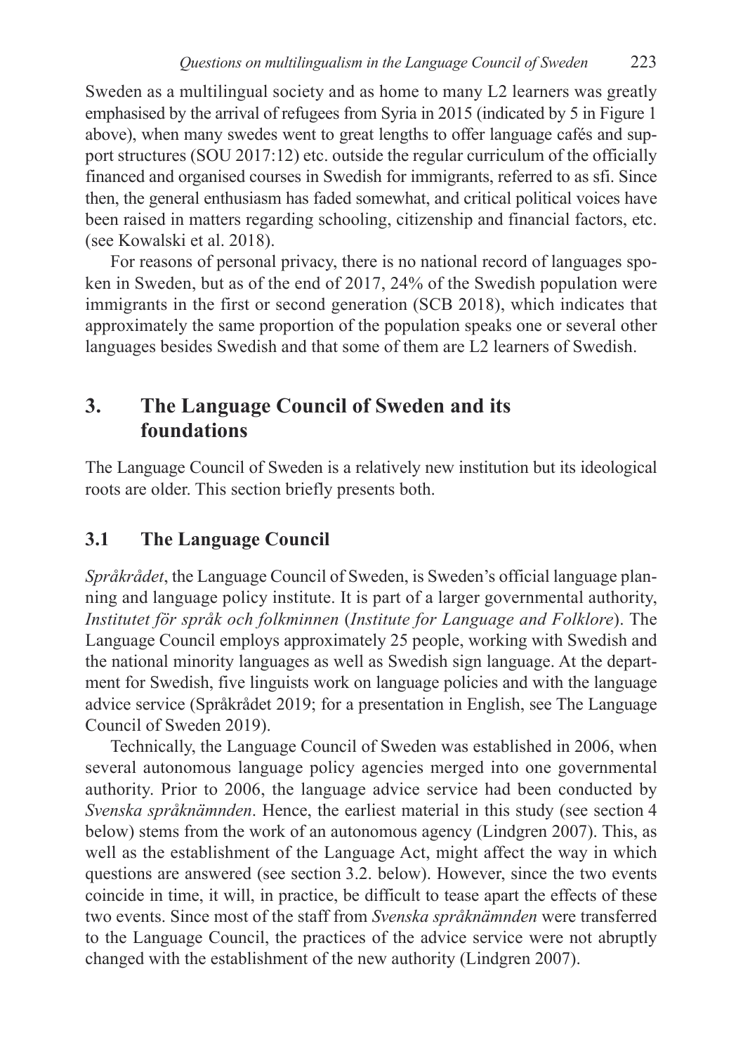Sweden as a multilingual society and as home to many L2 learners was greatly emphasised by the arrival of refugees from Syria in 2015 (indicated by 5 in Figure 1 above), when many swedes went to great lengths to offer language cafés and support structures (SOU 2017:12) etc. outside the regular curriculum of the officially financed and organised courses in Swedish for immigrants, referred to as sfi. Since then, the general enthusiasm has faded somewhat, and critical political voices have been raised in matters regarding schooling, citizenship and financial factors, etc. (see Kowalski et al. 2018).

For reasons of personal privacy, there is no national record of languages spoken in Sweden, but as of the end of 2017, 24% of the Swedish population were immigrants in the first or second generation (SCB 2018), which indicates that approximately the same proportion of the population speaks one or several other languages besides Swedish and that some of them are L2 learners of Swedish.

## 3. The Language Council of Sweden and its foundations

The Language Council of Sweden is a relatively new institution but its ideological roots are older. This section briefly presents both.

### 3.1 The Language Council

*Språkrådet*, the Language Council of Sweden, is Sweden's official language planning and language policy institute. It is part of a larger governmental authority, *Institutet för språk och folkminnen* (*Institute for Language and Folklore*). The Language Council employs approximately 25 people, working with Swedish and the national minority languages as well as Swedish sign language. At the department for Swedish, five linguists work on language policies and with the language advice service (Språkrådet 2019; for a presentation in English, see The Language Council of Sweden 2019).

Technically, the Language Council of Sweden was established in 2006, when several autonomous language policy agencies merged into one governmental authority. Prior to 2006, the language advice service had been conducted by *Svenska språknämnden*. Hence, the earliest material in this study (see section 4 below) stems from the work of an autonomous agency (Lindgren 2007). This, as well as the establishment of the Language Act, might affect the way in which questions are answered (see section 3.2. below). However, since the two events coincide in time, it will, in practice, be difficult to tease apart the effects of these two events. Since most of the staff from *Svenska språknämnden* were transferred to the Language Council, the practices of the advice service were not abruptly changed with the establishment of the new authority (Lindgren 2007).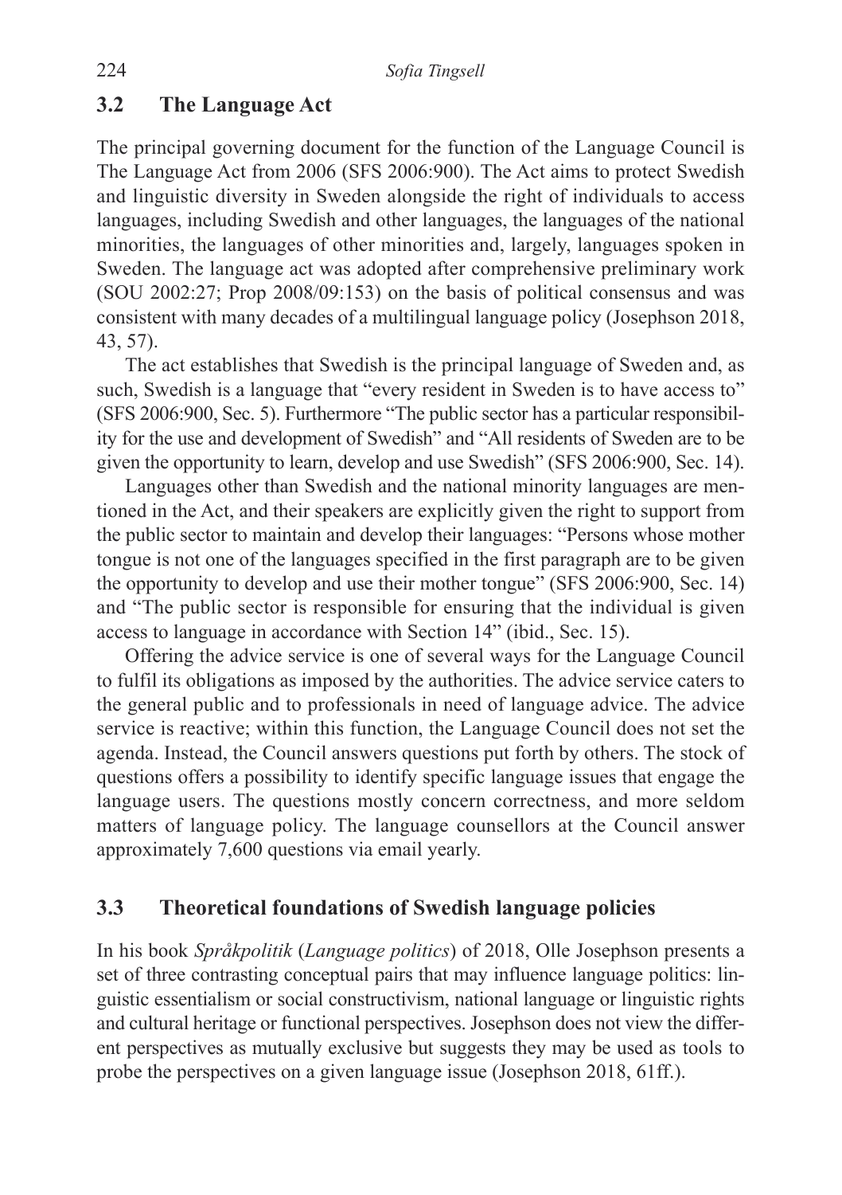## 3.2 The Language Act

The principal governing document for the function of the Language Council is The Language Act from 2006 (SFS 2006:900). The Act aims to protect Swedish and linguistic diversity in Sweden alongside the right of individuals to access languages, including Swedish and other languages, the languages of the national minorities, the languages of other minorities and, largely, languages spoken in Sweden. The language act was adopted after comprehensive preliminary work (SOU 2002:27; Prop 2008/09:153) on the basis of political consensus and was consistent with many decades of a multilingual language policy (Josephson 2018, 43, 57).

The act establishes that Swedish is the principal language of Sweden and, as such, Swedish is a language that "every resident in Sweden is to have access to" (SFS 2006:900, Sec. 5). Furthermore "The public sector has a particular responsibility for the use and development of Swedish" and "All residents of Sweden are to be given the opportunity to learn, develop and use Swedish" (SFS 2006:900, Sec. 14).

Languages other than Swedish and the national minority languages are mentioned in the Act, and their speakers are explicitly given the right to support from the public sector to maintain and develop their languages: "Persons whose mother tongue is not one of the languages specified in the first paragraph are to be given the opportunity to develop and use their mother tongue" (SFS 2006:900, Sec. 14) and "The public sector is responsible for ensuring that the individual is given access to language in accordance with Section 14" (ibid., Sec. 15).

Offering the advice service is one of several ways for the Language Council to fulfil its obligations as imposed by the authorities. The advice service caters to the general public and to professionals in need of language advice. The advice service is reactive; within this function, the Language Council does not set the agenda. Instead, the Council answers questions put forth by others. The stock of questions offers a possibility to identify specific language issues that engage the language users. The questions mostly concern correctness, and more seldom matters of language policy. The language counsellors at the Council answer approximately 7,600 questions via email yearly.

## 3.3 Theoretical foundations of Swedish language policies

In his book *Språkpolitik* (*Language politics*) of 2018, Olle Josephson presents a set of three contrasting conceptual pairs that may influence language politics: linguistic essentialism or social constructivism, national language or linguistic rights and cultural heritage or functional perspectives. Josephson does not view the different perspectives as mutually exclusive but suggests they may be used as tools to probe the perspectives on a given language issue (Josephson 2018, 61ff.).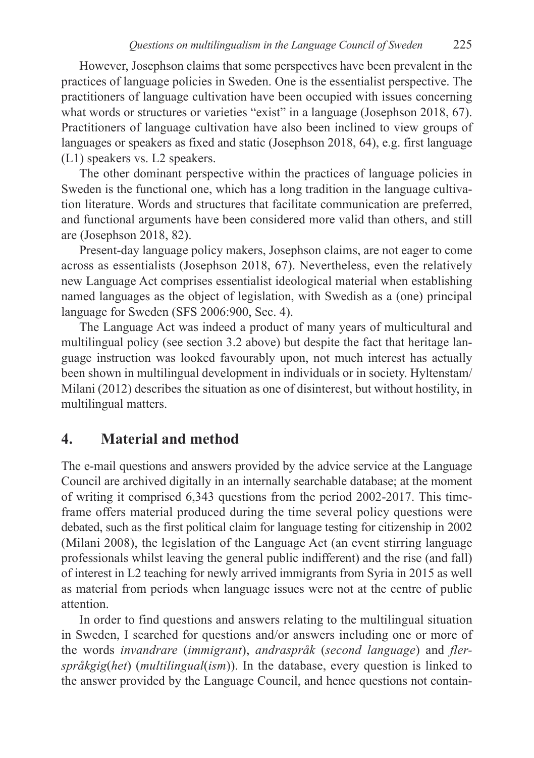However, Josephson claims that some perspectives have been prevalent in the practices of language policies in Sweden. One is the essentialist perspective. The practitioners of language cultivation have been occupied with issues concerning what words or structures or varieties "exist" in a language (Josephson 2018, 67). Practitioners of language cultivation have also been inclined to view groups of languages or speakers as fixed and static (Josephson 2018, 64), e.g. first language (L1) speakers vs. L2 speakers.

The other dominant perspective within the practices of language policies in Sweden is the functional one, which has a long tradition in the language cultivation literature. Words and structures that facilitate communication are preferred, and functional arguments have been considered more valid than others, and still are (Josephson 2018, 82).

Present-day language policy makers, Josephson claims, are not eager to come across as essentialists (Josephson 2018, 67). Nevertheless, even the relatively new Language Act comprises essentialist ideological material when establishing named languages as the object of legislation, with Swedish as a (one) principal language for Sweden (SFS 2006:900, Sec. 4).

The Language Act was indeed a product of many years of multicultural and multilingual policy (see section 3.2 above) but despite the fact that heritage language instruction was looked favourably upon, not much interest has actually been shown in multilingual development in individuals or in society. Hyltenstam/Milani (2012) describes the situation as one of disinterest, but without hostility, in multilingual matters.

## 4. Material and method

The e-mail questions and answers provided by the advice service at the Language Council are archived digitally in an internally searchable database; at the moment of writing it comprised 6,343 questions from the period 2002-2017. This timeframe offers material produced during the time several policy questions were debated, such as the first political claim for language testing for citizenship in 2002 (Milani 2008), the legislation of the Language Act (an event stirring language professionals whilst leaving the general public indifferent) and the rise (and fall) of interest in L2 teaching for newly arrived immigrants from Syria in 2015 as well as material from periods when language issues were not at the centre of public attention.

In order to find questions and answers relating to the multilingual situation in Sweden, I searched for questions and/or answers including one or more of the words *invandrare* (*immigrant*), *andraspråk* (*second language*) and *flerspråkgig*(*het*) (*multilingual*(*ism*)). In the database, every question is linked to the answer provided by the Language Council, and hence questions not contain-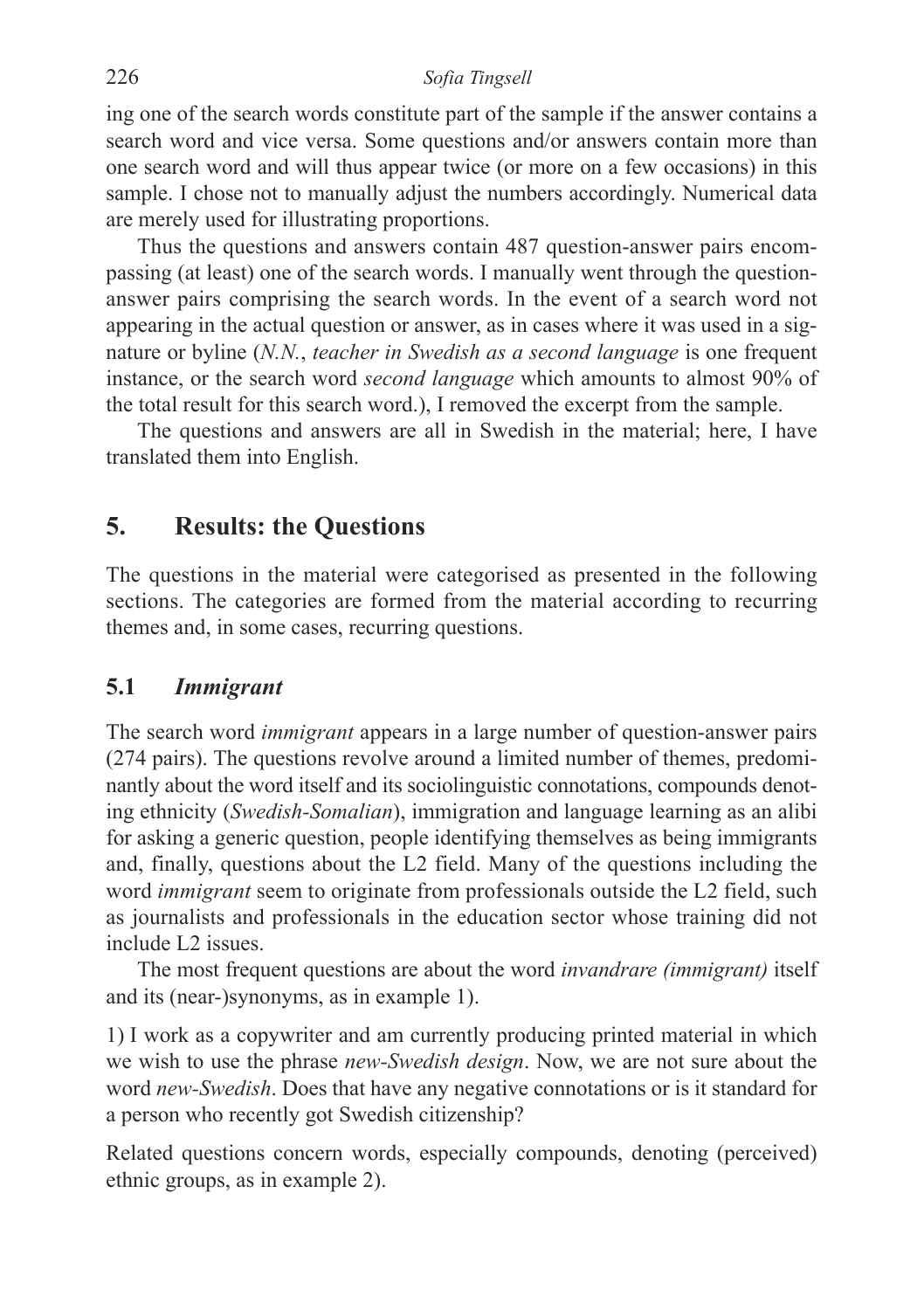ing one of the search words constitute part of the sample if the answer contains a search word and vice versa. Some questions and/or answers contain more than one search word and will thus appear twice (or more on a few occasions) in this sample. I chose not to manually adjust the numbers accordingly. Numerical data are merely used for illustrating proportions.

Thus the questions and answers contain 487 question-answer pairs encompassing (at least) one of the search words. I manually went through the question-answer pairs comprising the search words. In the event of a search word not appearing in the actual question or answer, as in cases where it was used in a signature or byline (*N.N.*, *teacher in Swedish as a second language* is one frequent instance, or the search word *second language* which amounts to almost 90% of the total result for this search word.), I removed the excerpt from the sample.

The questions and answers are all in Swedish in the material; here, I have translated them into English.

## 5. Results: the Questions

The questions in the material were categorised as presented in the following sections. The categories are formed from the material according to recurring themes and, in some cases, recurring questions.

### 5.1 *Immigrant*

The search word *immigrant* appears in a large number of question-answer pairs (274 pairs). The questions revolve around a limited number of themes, predominantly about the word itself and its sociolinguistic connotations, compounds denoting ethnicity (*Swedish-Somalian*), immigration and language learning as an alibi for asking a generic question, people identifying themselves as being immigrants and, finally, questions about the L2 field. Many of the questions including the word *immigrant* seem to originate from professionals outside the L2 field, such as journalists and professionals in the education sector whose training did not include L2 issues.

The most frequent questions are about the word *invandrare (immigrant)* itself and its (near-)synonyms, as in example 1).

1) I work as a copywriter and am currently producing printed material in which we wish to use the phrase *new-Swedish design*. Now, we are not sure about the word *new-Swedish*. Does that have any negative connotations or is it standard for a person who recently got Swedish citizenship?

Related questions concern words, especially compounds, denoting (perceived) ethnic groups, as in example 2).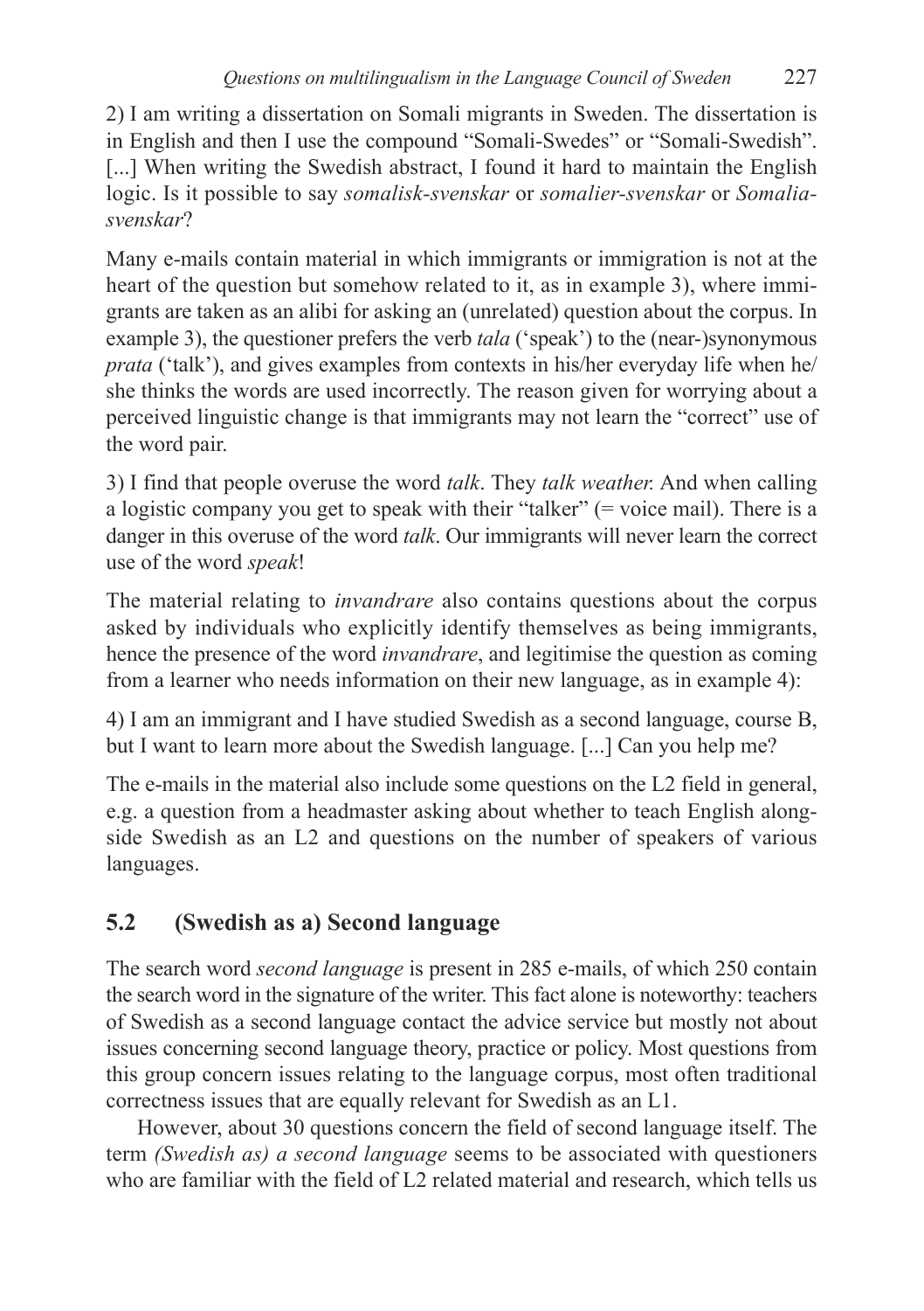2) I am writing a dissertation on Somali migrants in Sweden. The dissertation is in English and then I use the compound "Somali-Swedes" or "Somali-Swedish". [...] When writing the Swedish abstract, I found it hard to maintain the English logic. Is it possible to say *somalisk-svenskar* or *somalier-svenskar* or *Somalia-svenskar*?

Many e-mails contain material in which immigrants or immigration is not at the heart of the question but somehow related to it, as in example 3), where immigrants are taken as an alibi for asking an (unrelated) question about the corpus. In example 3), the questioner prefers the verb *tala* ('speak') to the (near-)synonymous *prata* ('talk'), and gives examples from contexts in his/her everyday life when he/she thinks the words are used incorrectly. The reason given for worrying about a perceived linguistic change is that immigrants may not learn the "correct" use of the word pair.

3) I find that people overuse the word *talk*. They *talk weather.* And when calling a logistic company you get to speak with their "talker" (= voice mail). There is a danger in this overuse of the word *talk*. Our immigrants will never learn the correct use of the word *speak*!

The material relating to *invandrare* also contains questions about the corpus asked by individuals who explicitly identify themselves as being immigrants, hence the presence of the word *invandrare*, and legitimise the question as coming from a learner who needs information on their new language, as in example 4):

4) I am an immigrant and I have studied Swedish as a second language, course B, but I want to learn more about the Swedish language. [...] Can you help me?

The e-mails in the material also include some questions on the L2 field in general, e.g. a question from a headmaster asking about whether to teach English alongside Swedish as an L2 and questions on the number of speakers of various languages.

## 5.2 (Swedish as a) Second language

The search word *second language* is present in 285 e-mails, of which 250 contain the search word in the signature of the writer. This fact alone is noteworthy: teachers of Swedish as a second language contact the advice service but mostly not about issues concerning second language theory, practice or policy. Most questions from this group concern issues relating to the language corpus, most often traditional correctness issues that are equally relevant for Swedish as an L1.

However, about 30 questions concern the field of second language itself. The term *(Swedish as) a second language* seems to be associated with questioners who are familiar with the field of L2 related material and research, which tells us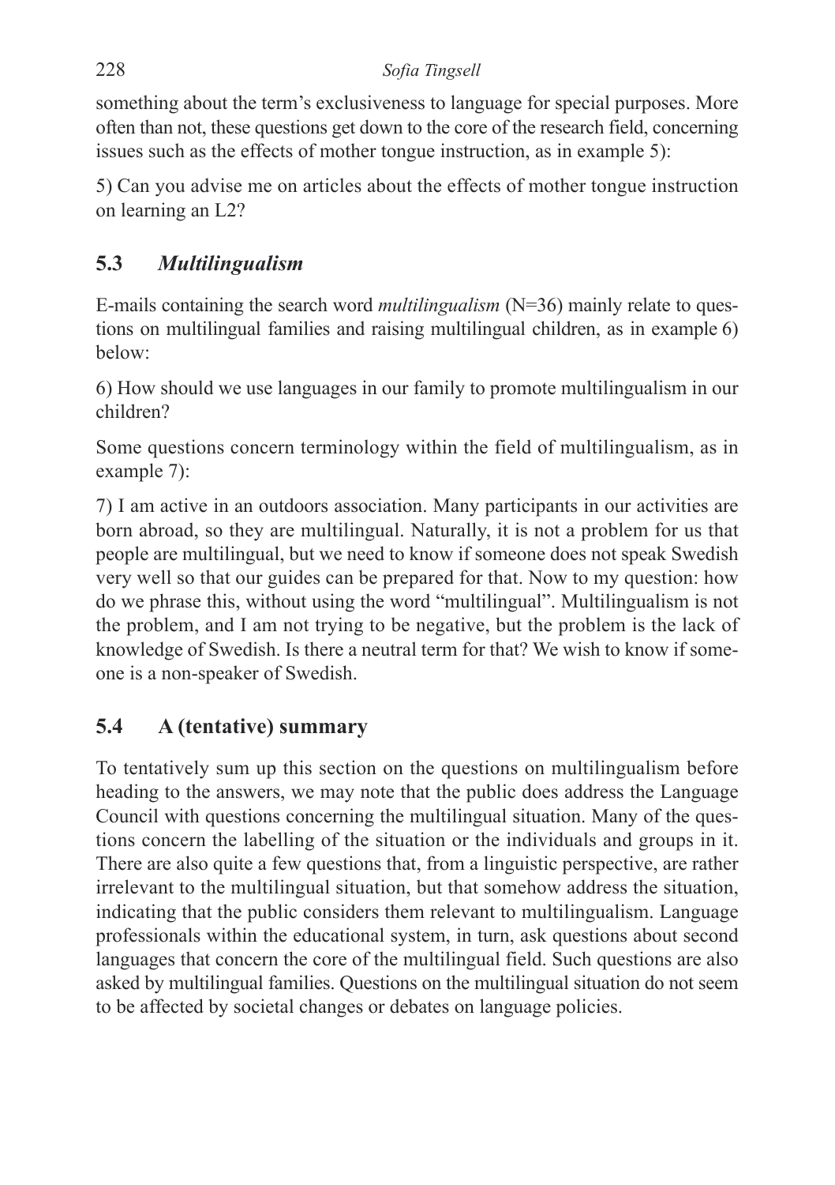something about the term's exclusiveness to language for special purposes. More often than not, these questions get down to the core of the research field, concerning issues such as the effects of mother tongue instruction, as in example 5):

5) Can you advise me on articles about the effects of mother tongue instruction on learning an L2?

## 5.3 *Multilingualism*

E-mails containing the search word *multilingualism* (N=36) mainly relate to questions on multilingual families and raising multilingual children, as in example 6) below:

6) How should we use languages in our family to promote multilingualism in our children?

Some questions concern terminology within the field of multilingualism, as in example 7):

7) I am active in an outdoors association. Many participants in our activities are born abroad, so they are multilingual. Naturally, it is not a problem for us that people are multilingual, but we need to know if someone does not speak Swedish very well so that our guides can be prepared for that. Now to my question: how do we phrase this, without using the word "multilingual". Multilingualism is not the problem, and I am not trying to be negative, but the problem is the lack of knowledge of Swedish. Is there a neutral term for that? We wish to know if someone is a non-speaker of Swedish.

## 5.4 A (tentative) summary

To tentatively sum up this section on the questions on multilingualism before heading to the answers, we may note that the public does address the Language Council with questions concerning the multilingual situation. Many of the questions concern the labelling of the situation or the individuals and groups in it. There are also quite a few questions that, from a linguistic perspective, are rather irrelevant to the multilingual situation, but that somehow address the situation, indicating that the public considers them relevant to multilingualism. Language professionals within the educational system, in turn, ask questions about second languages that concern the core of the multilingual field. Such questions are also asked by multilingual families. Questions on the multilingual situation do not seem to be affected by societal changes or debates on language policies.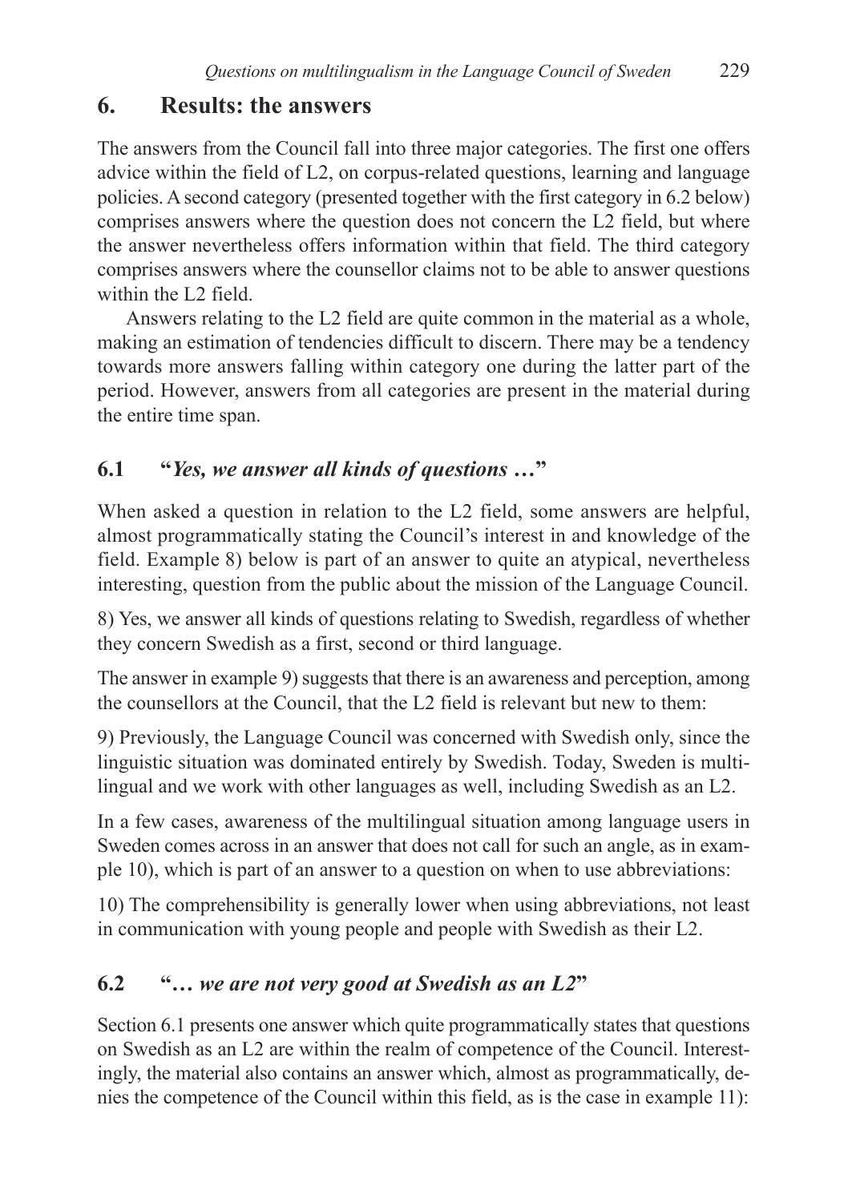## 6. Results: the answers

The answers from the Council fall into three major categories. The first one offers advice within the field of L2, on corpus-related questions, learning and language policies. A second category (presented together with the first category in 6.2 below) comprises answers where the question does not concern the L2 field, but where the answer nevertheless offers information within that field. The third category comprises answers where the counsellor claims not to be able to answer questions within the L2 field.

Answers relating to the L2 field are quite common in the material as a whole, making an estimation of tendencies difficult to discern. There may be a tendency towards more answers falling within category one during the latter part of the period. However, answers from all categories are present in the material during the entire time span.

### 6.1 "*Yes, we answer all kinds of questions …*"

When asked a question in relation to the L2 field, some answers are helpful, almost programmatically stating the Council's interest in and knowledge of the field. Example 8) below is part of an answer to quite an atypical, nevertheless interesting, question from the public about the mission of the Language Council.

8) Yes, we answer all kinds of questions relating to Swedish, regardless of whether they concern Swedish as a first, second or third language.

The answer in example 9) suggests that there is an awareness and perception, among the counsellors at the Council, that the L2 field is relevant but new to them:

9) Previously, the Language Council was concerned with Swedish only, since the linguistic situation was dominated entirely by Swedish. Today, Sweden is multilingual and we work with other languages as well, including Swedish as an L2.

In a few cases, awareness of the multilingual situation among language users in Sweden comes across in an answer that does not call for such an angle, as in example 10), which is part of an answer to a question on when to use abbreviations:

10) The comprehensibility is generally lower when using abbreviations, not least in communication with young people and people with Swedish as their L2.

### 6.2 "*… we are not very good at Swedish as an L2*"

Section 6.1 presents one answer which quite programmatically states that questions on Swedish as an L2 are within the realm of competence of the Council. Interestingly, the material also contains an answer which, almost as programmatically, denies the competence of the Council within this field, as is the case in example 11):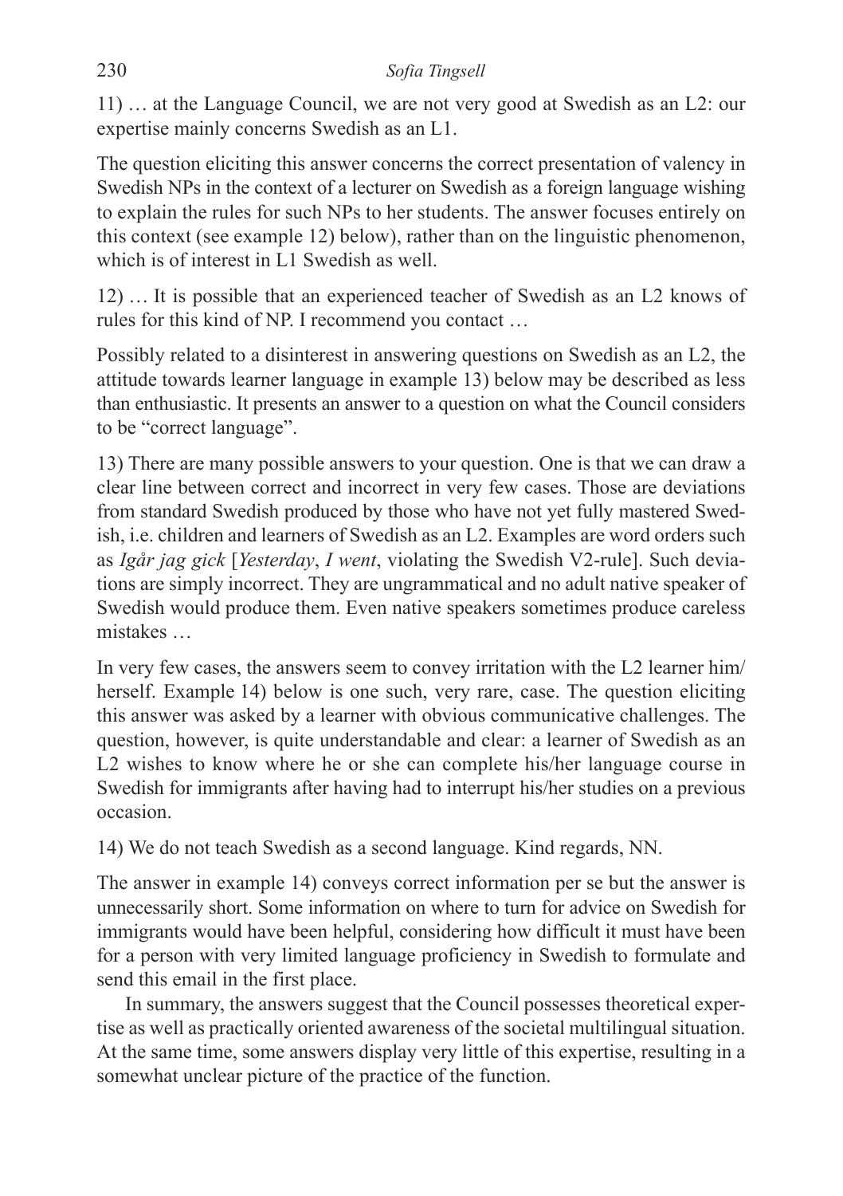11) … at the Language Council, we are not very good at Swedish as an L2: our expertise mainly concerns Swedish as an L1.

The question eliciting this answer concerns the correct presentation of valency in Swedish NPs in the context of a lecturer on Swedish as a foreign language wishing to explain the rules for such NPs to her students. The answer focuses entirely on this context (see example 12) below), rather than on the linguistic phenomenon, which is of interest in L1 Swedish as well.

12) … It is possible that an experienced teacher of Swedish as an L2 knows of rules for this kind of NP. I recommend you contact …

Possibly related to a disinterest in answering questions on Swedish as an L2, the attitude towards learner language in example 13) below may be described as less than enthusiastic. It presents an answer to a question on what the Council considers to be "correct language".

13) There are many possible answers to your question. One is that we can draw a clear line between correct and incorrect in very few cases. Those are deviations from standard Swedish produced by those who have not yet fully mastered Swedish, i.e. children and learners of Swedish as an L2. Examples are word orders such as *Igår jag gick* [*Yesterday*, *I went*, violating the Swedish V2-rule]. Such deviations are simply incorrect. They are ungrammatical and no adult native speaker of Swedish would produce them. Even native speakers sometimes produce careless mistakes …

In very few cases, the answers seem to convey irritation with the L2 learner him/herself. Example 14) below is one such, very rare, case. The question eliciting this answer was asked by a learner with obvious communicative challenges. The question, however, is quite understandable and clear: a learner of Swedish as an L2 wishes to know where he or she can complete his/her language course in Swedish for immigrants after having had to interrupt his/her studies on a previous occasion.

14) We do not teach Swedish as a second language. Kind regards, NN.

The answer in example 14) conveys correct information per se but the answer is unnecessarily short. Some information on where to turn for advice on Swedish for immigrants would have been helpful, considering how difficult it must have been for a person with very limited language proficiency in Swedish to formulate and send this email in the first place.

In summary, the answers suggest that the Council possesses theoretical expertise as well as practically oriented awareness of the societal multilingual situation. At the same time, some answers display very little of this expertise, resulting in a somewhat unclear picture of the practice of the function.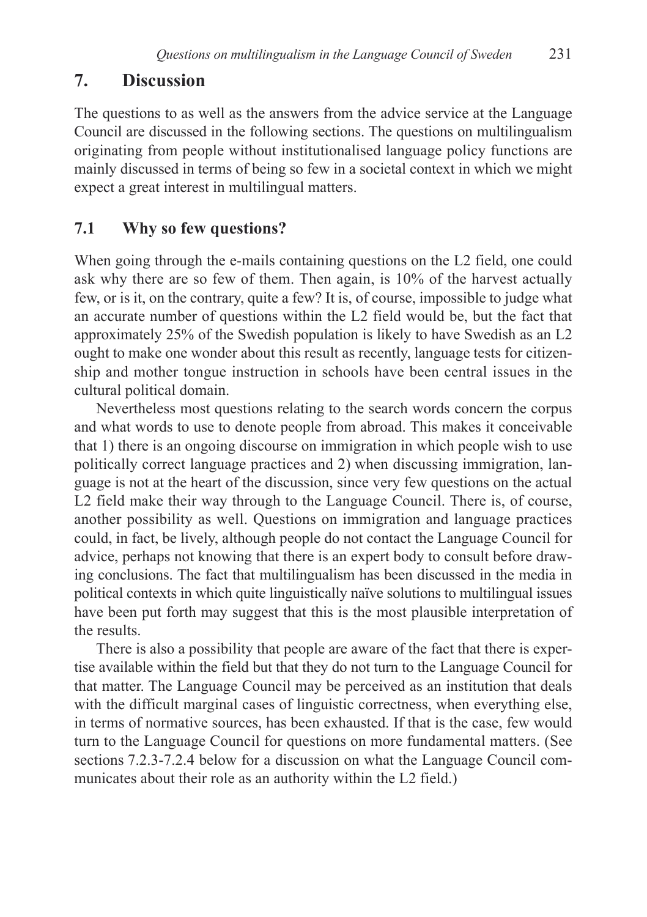## 7. Discussion

The questions to as well as the answers from the advice service at the Language Council are discussed in the following sections. The questions on multilingualism originating from people without institutionalised language policy functions are mainly discussed in terms of being so few in a societal context in which we might expect a great interest in multilingual matters.

### 7.1 Why so few questions?

When going through the e-mails containing questions on the L2 field, one could ask why there are so few of them. Then again, is 10% of the harvest actually few, or is it, on the contrary, quite a few? It is, of course, impossible to judge what an accurate number of questions within the L2 field would be, but the fact that approximately 25% of the Swedish population is likely to have Swedish as an L2 ought to make one wonder about this result as recently, language tests for citizenship and mother tongue instruction in schools have been central issues in the cultural political domain.

Nevertheless most questions relating to the search words concern the corpus and what words to use to denote people from abroad. This makes it conceivable that 1) there is an ongoing discourse on immigration in which people wish to use politically correct language practices and 2) when discussing immigration, language is not at the heart of the discussion, since very few questions on the actual L2 field make their way through to the Language Council. There is, of course, another possibility as well. Questions on immigration and language practices could, in fact, be lively, although people do not contact the Language Council for advice, perhaps not knowing that there is an expert body to consult before drawing conclusions. The fact that multilingualism has been discussed in the media in political contexts in which quite linguistically naïve solutions to multilingual issues have been put forth may suggest that this is the most plausible interpretation of the results.

There is also a possibility that people are aware of the fact that there is expertise available within the field but that they do not turn to the Language Council for that matter. The Language Council may be perceived as an institution that deals with the difficult marginal cases of linguistic correctness, when everything else, in terms of normative sources, has been exhausted. If that is the case, few would turn to the Language Council for questions on more fundamental matters. (See sections 7.2.3-7.2.4 below for a discussion on what the Language Council communicates about their role as an authority within the L2 field.)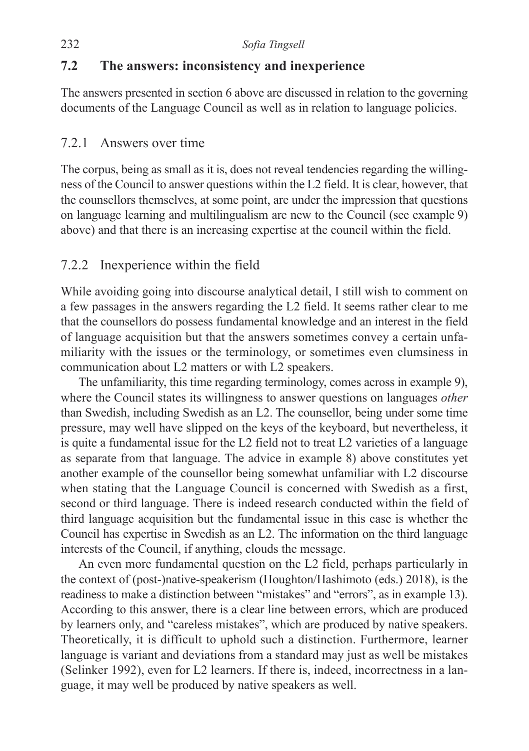## 7.2 The answers: inconsistency and inexperience

The answers presented in section 6 above are discussed in relation to the governing documents of the Language Council as well as in relation to language policies.

### 7.2.1 Answers over time

The corpus, being as small as it is, does not reveal tendencies regarding the willingness of the Council to answer questions within the L2 field. It is clear, however, that the counsellors themselves, at some point, are under the impression that questions on language learning and multilingualism are new to the Council (see example 9) above) and that there is an increasing expertise at the council within the field.

### 7.2.2 Inexperience within the field

While avoiding going into discourse analytical detail, I still wish to comment on a few passages in the answers regarding the L2 field. It seems rather clear to me that the counsellors do possess fundamental knowledge and an interest in the field of language acquisition but that the answers sometimes convey a certain unfamiliarity with the issues or the terminology, or sometimes even clumsiness in communication about L2 matters or with L2 speakers.

The unfamiliarity, this time regarding terminology, comes across in example 9), where the Council states its willingness to answer questions on languages *other* than Swedish, including Swedish as an L2. The counsellor, being under some time pressure, may well have slipped on the keys of the keyboard, but nevertheless, it is quite a fundamental issue for the L2 field not to treat L2 varieties of a language as separate from that language. The advice in example 8) above constitutes yet another example of the counsellor being somewhat unfamiliar with L2 discourse when stating that the Language Council is concerned with Swedish as a first, second or third language. There is indeed research conducted within the field of third language acquisition but the fundamental issue in this case is whether the Council has expertise in Swedish as an L2. The information on the third language interests of the Council, if anything, clouds the message.

An even more fundamental question on the L2 field, perhaps particularly in the context of (post-)native-speakerism (Houghton/Hashimoto (eds.) 2018), is the readiness to make a distinction between "mistakes" and "errors", as in example 13). According to this answer, there is a clear line between errors, which are produced by learners only, and "careless mistakes", which are produced by native speakers. Theoretically, it is difficult to uphold such a distinction. Furthermore, learner language is variant and deviations from a standard may just as well be mistakes (Selinker 1992), even for L2 learners. If there is, indeed, incorrectness in a language, it may well be produced by native speakers as well.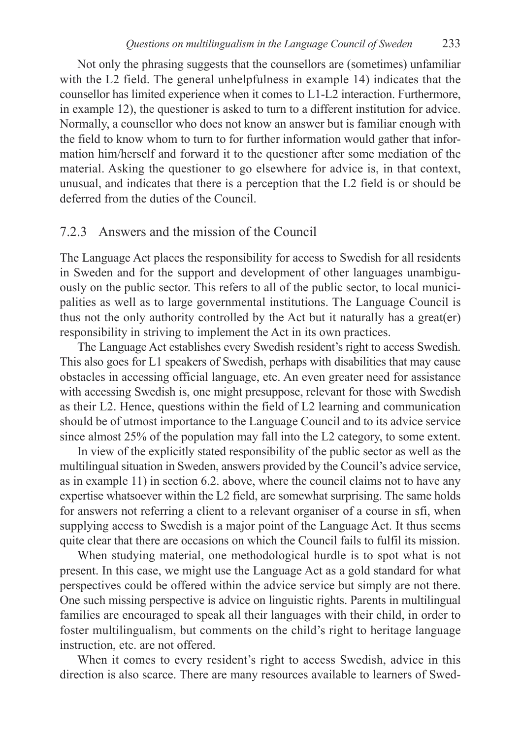Not only the phrasing suggests that the counsellors are (sometimes) unfamiliar with the L2 field. The general unhelpfulness in example 14) indicates that the counsellor has limited experience when it comes to L1-L2 interaction. Furthermore, in example 12), the questioner is asked to turn to a different institution for advice. Normally, a counsellor who does not know an answer but is familiar enough with the field to know whom to turn to for further information would gather that information him/herself and forward it to the questioner after some mediation of the material. Asking the questioner to go elsewhere for advice is, in that context, unusual, and indicates that there is a perception that the L2 field is or should be deferred from the duties of the Council.

### 7.2.3 Answers and the mission of the Council

The Language Act places the responsibility for access to Swedish for all residents in Sweden and for the support and development of other languages unambiguously on the public sector. This refers to all of the public sector, to local municipalities as well as to large governmental institutions. The Language Council is thus not the only authority controlled by the Act but it naturally has a great(er) responsibility in striving to implement the Act in its own practices.

The Language Act establishes every Swedish resident's right to access Swedish. This also goes for L1 speakers of Swedish, perhaps with disabilities that may cause obstacles in accessing official language, etc. An even greater need for assistance with accessing Swedish is, one might presuppose, relevant for those with Swedish as their L2. Hence, questions within the field of L2 learning and communication should be of utmost importance to the Language Council and to its advice service since almost 25% of the population may fall into the L2 category, to some extent.

In view of the explicitly stated responsibility of the public sector as well as the multilingual situation in Sweden, answers provided by the Council's advice service, as in example 11) in section 6.2. above, where the council claims not to have any expertise whatsoever within the L2 field, are somewhat surprising. The same holds for answers not referring a client to a relevant organiser of a course in sfi, when supplying access to Swedish is a major point of the Language Act. It thus seems quite clear that there are occasions on which the Council fails to fulfil its mission.

When studying material, one methodological hurdle is to spot what is not present. In this case, we might use the Language Act as a gold standard for what perspectives could be offered within the advice service but simply are not there. One such missing perspective is advice on linguistic rights. Parents in multilingual families are encouraged to speak all their languages with their child, in order to foster multilingualism, but comments on the child's right to heritage language instruction, etc. are not offered.

When it comes to every resident's right to access Swedish, advice in this direction is also scarce. There are many resources available to learners of Swed-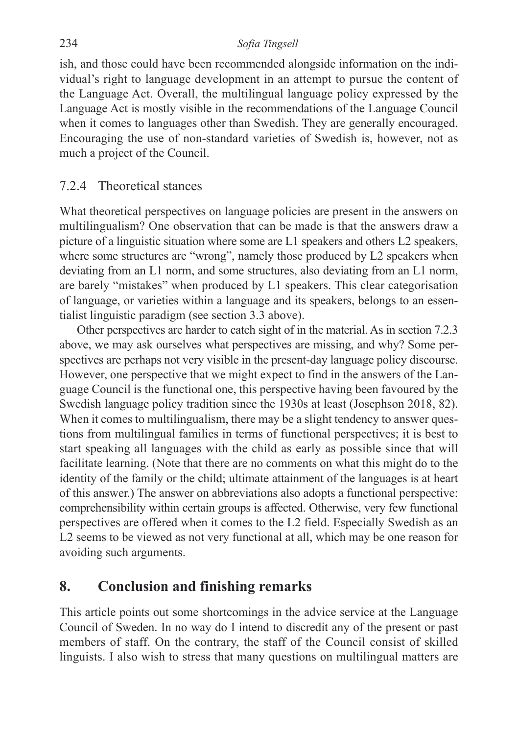ish, and those could have been recommended alongside information on the individual's right to language development in an attempt to pursue the content of the Language Act. Overall, the multilingual language policy expressed by the Language Act is mostly visible in the recommendations of the Language Council when it comes to languages other than Swedish. They are generally encouraged. Encouraging the use of non-standard varieties of Swedish is, however, not as much a project of the Council.

### 7.2.4 Theoretical stances

What theoretical perspectives on language policies are present in the answers on multilingualism? One observation that can be made is that the answers draw a picture of a linguistic situation where some are L1 speakers and others L2 speakers, where some structures are "wrong", namely those produced by L2 speakers when deviating from an L1 norm, and some structures, also deviating from an L1 norm, are barely "mistakes" when produced by L1 speakers. This clear categorisation of language, or varieties within a language and its speakers, belongs to an essentialist linguistic paradigm (see section 3.3 above).

Other perspectives are harder to catch sight of in the material. As in section 7.2.3 above, we may ask ourselves what perspectives are missing, and why? Some perspectives are perhaps not very visible in the present-day language policy discourse. However, one perspective that we might expect to find in the answers of the Language Council is the functional one, this perspective having been favoured by the Swedish language policy tradition since the 1930s at least (Josephson 2018, 82). When it comes to multilingualism, there may be a slight tendency to answer questions from multilingual families in terms of functional perspectives; it is best to start speaking all languages with the child as early as possible since that will facilitate learning. (Note that there are no comments on what this might do to the identity of the family or the child; ultimate attainment of the languages is at heart of this answer.) The answer on abbreviations also adopts a functional perspective: comprehensibility within certain groups is affected. Otherwise, very few functional perspectives are offered when it comes to the L2 field. Especially Swedish as an L2 seems to be viewed as not very functional at all, which may be one reason for avoiding such arguments.

## 8. Conclusion and finishing remarks

This article points out some shortcomings in the advice service at the Language Council of Sweden. In no way do I intend to discredit any of the present or past members of staff. On the contrary, the staff of the Council consist of skilled linguists. I also wish to stress that many questions on multilingual matters are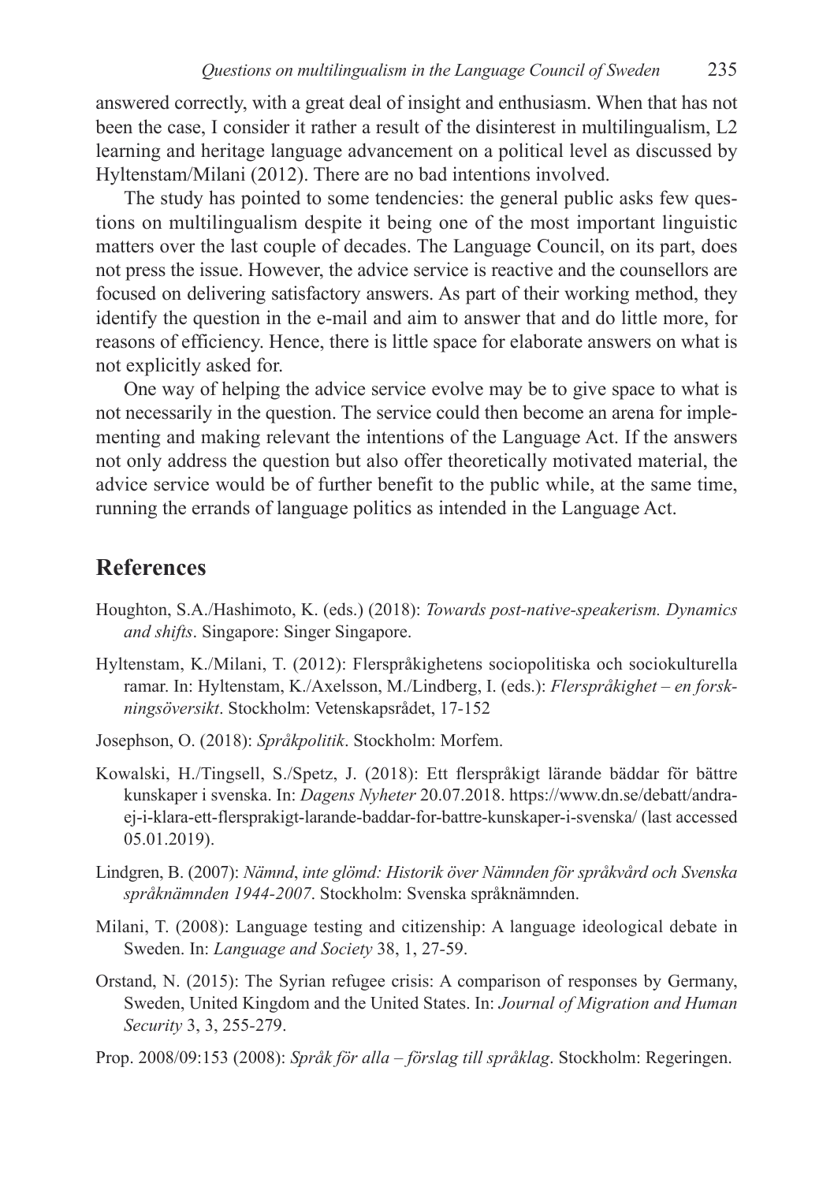answered correctly, with a great deal of insight and enthusiasm. When that has not been the case, I consider it rather a result of the disinterest in multilingualism, L2 learning and heritage language advancement on a political level as discussed by Hyltenstam/Milani (2012). There are no bad intentions involved.

The study has pointed to some tendencies: the general public asks few questions on multilingualism despite it being one of the most important linguistic matters over the last couple of decades. The Language Council, on its part, does not press the issue. However, the advice service is reactive and the counsellors are focused on delivering satisfactory answers. As part of their working method, they identify the question in the e-mail and aim to answer that and do little more, for reasons of efficiency. Hence, there is little space for elaborate answers on what is not explicitly asked for.

One way of helping the advice service evolve may be to give space to what is not necessarily in the question. The service could then become an arena for implementing and making relevant the intentions of the Language Act. If the answers not only address the question but also offer theoretically motivated material, the advice service would be of further benefit to the public while, at the same time, running the errands of language politics as intended in the Language Act.

## References

Houghton, S.A./Hashimoto, K. (eds.) (2018): *Towards post-native-speakerism. Dynamics and shifts*. Singapore: Singer Singapore.

Hyltenstam, K./Milani, T. (2012): Flerspråkighetens sociopolitiska och sociokulturella ramar. In: Hyltenstam, K./Axelsson, M./Lindberg, I. (eds.): *Flerspråkighet – en forskningsöversikt*. Stockholm: Vetenskapsrådet, 17-152

Josephson, O. (2018): *Språkpolitik*. Stockholm: Morfem.

Kowalski, H./Tingsell, S./Spetz, J. (2018): Ett flerspråkigt lärande bäddar för bättre kunskaper i svenska. In: *Dagens Nyheter* 20.07.2018. https://www.dn.se/debatt/andra-ej-i-klara-ett-flersprakigt-larande-baddar-for-battre-kunskaper-i-svenska/ (last accessed 05.01.2019).

Lindgren, B. (2007): *Nämnd*, *inte glömd: Historik över Nämnden för språkvård och Svenska språknämnden 1944-2007*. Stockholm: Svenska språknämnden.

Milani, T. (2008): Language testing and citizenship: A language ideological debate in Sweden. In: *Language and Society* 38, 1, 27-59.

Orstand, N. (2015): The Syrian refugee crisis: A comparison of responses by Germany, Sweden, United Kingdom and the United States. In: *Journal of Migration and Human Security* 3, 3, 255-279.

Prop. 2008/09:153 (2008): *Språk för alla – förslag till språklag*. Stockholm: Regeringen.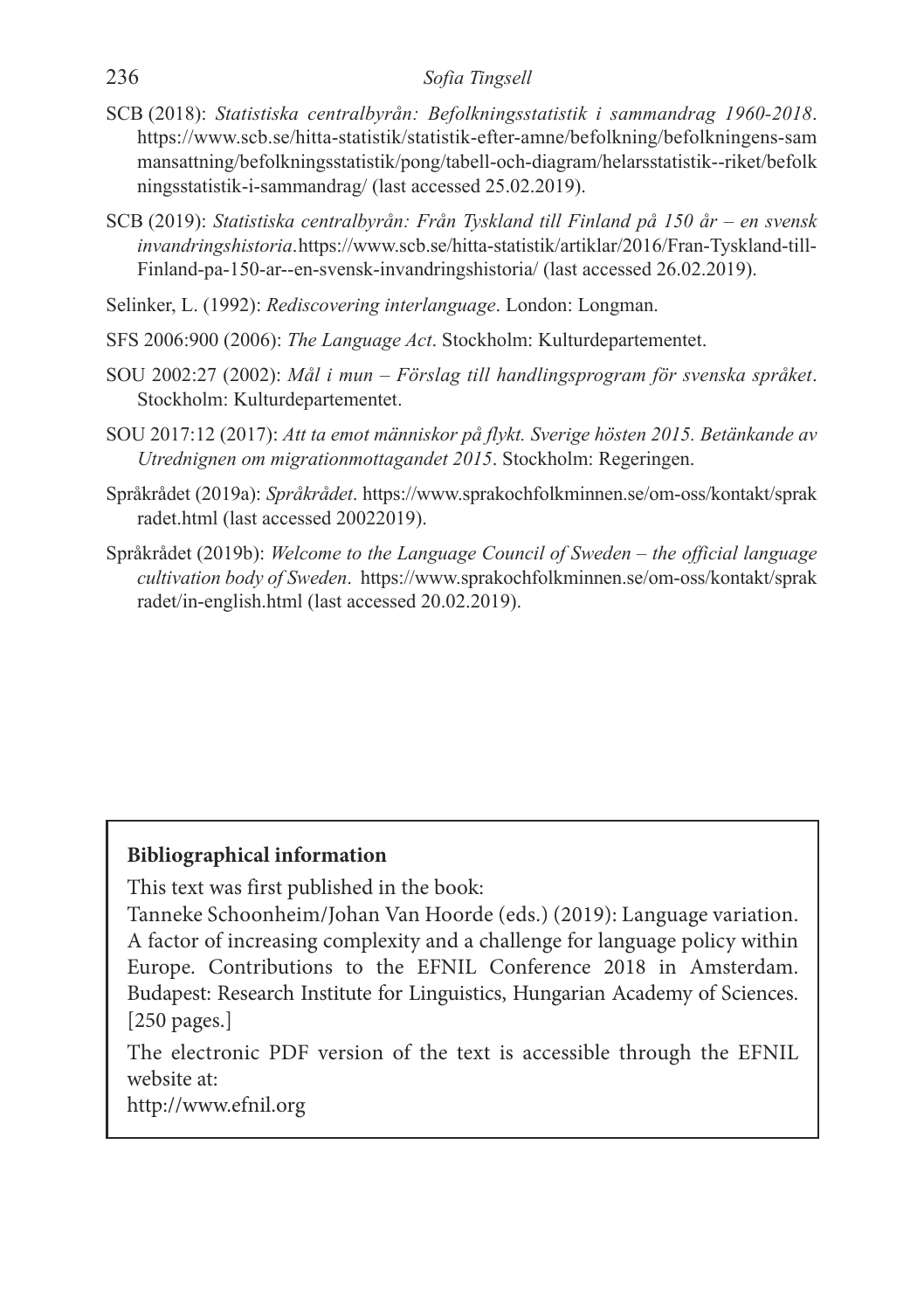SCB (2018): *Statistiska centralbyrån: Befolkningsstatistik i sammandrag 1960-2018*. https://www.scb.se/hitta-statistik/statistik-efter-amne/befolkning/befolkningens-sammansattning/befolkningsstatistik/pong/tabell-och-diagram/helarsstatistik--riket/befolkningsstatistik-i-sammandrag/ (last accessed 25.02.2019).

SCB (2019): *Statistiska centralbyrån: Från Tyskland till Finland på 150 år – en svensk invandringshistoria*.https://www.scb.se/hitta-statistik/artiklar/2016/Fran-Tyskland-till-Finland-pa-150-ar--en-svensk-invandringshistoria/ (last accessed 26.02.2019).

Selinker, L. (1992): *Rediscovering interlanguage*. London: Longman.

SFS 2006:900 (2006): *The Language Act*. Stockholm: Kulturdepartementet.

SOU 2002:27 (2002): *Mål i mun – Förslag till handlingsprogram för svenska språket*. Stockholm: Kulturdepartementet.

SOU 2017:12 (2017): *Att ta emot människor på flykt. Sverige hösten 2015. Betänkande av Utrednignen om migrationmottagandet 2015*. Stockholm: Regeringen.

Språkrådet (2019a): *Språkrådet*. https://www.sprakochfolkminnen.se/om-oss/kontakt/sprakradet.html (last accessed 20022019).

Språkrådet (2019b): *Welcome to the Language Council of Sweden – the official language cultivation body of Sweden*. https://www.sprakochfolkminnen.se/om-oss/kontakt/sprakradet/in-english.html (last accessed 20.02.2019).

**Bibliographical information**

This text was first published in the book:

Tanneke Schoonheim/Johan Van Hoorde (eds.) (2019): Language variation. A factor of increasing complexity and a challenge for language policy within Europe. Contributions to the EFNIL Conference 2018 in Amsterdam. Budapest: Research Institute for Linguistics, Hungarian Academy of Sciences. [250 pages.]

The electronic PDF version of the text is accessible through the EFNIL website at:

http://www.efnil.org